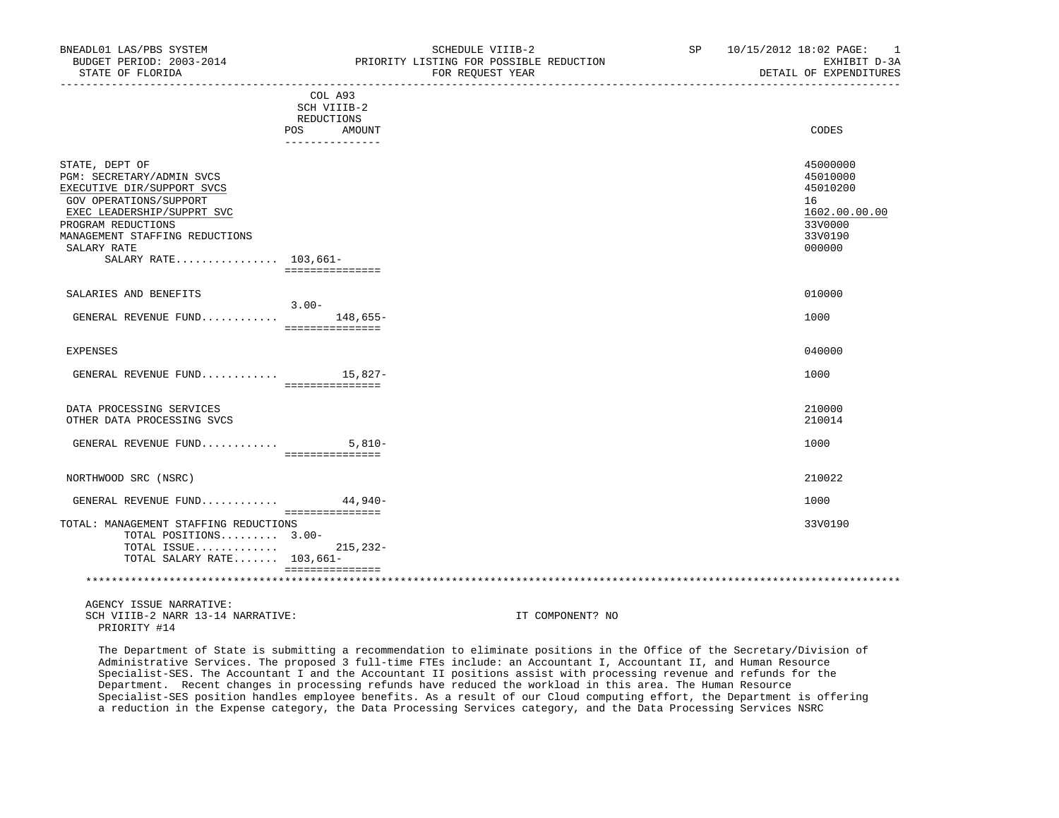BNEADL01 LAS/PBS SYSTEM
BUDGET PERIOD: 2003-2014
STATE OF FLORIDA

SCHEDULE VIIIB-2
PRIORITY LISTING FOR POSSIBLE REDUCTION
FOR REQUEST YEAR

SP 10/15/2012 18:02

EXHIBIT D-3A
DETAIL OF EXPENDITURES

| | COL A93 SCH VIIIB-2 REDUCTIONS POS | AMOUNT | CODES |
|---|---|---|---|
| STATE, DEPT OF | | | 45000000 |
| PGM: SECRETARY/ADMIN SVCS | | | 45010000 |
| EXECUTIVE DIR/SUPPORT SVCS | | | 45010200 |
| GOV OPERATIONS/SUPPORT | | | 16 |
| EXEC LEADERSHIP/SUPPRT SVC | | | 1602.00.00.00 |
| PROGRAM REDUCTIONS | | | 33V0000 |
| MANAGEMENT STAFFING REDUCTIONS | | | 33V0190 |
| SALARY RATE | | | 000000 |
| SALARY RATE................ | 103,661- | | |
| SALARIES AND BENEFITS | | | 010000 |
| GENERAL REVENUE FUND............ | 3.00- | 148,655- | 1000 |
| EXPENSES | | | 040000 |
| GENERAL REVENUE FUND............ | | 15,827- | 1000 |
| DATA PROCESSING SERVICES | | | 210000 |
| OTHER DATA PROCESSING SVCS | | | 210014 |
| GENERAL REVENUE FUND............ | | 5,810- | 1000 |
| NORTHWOOD SRC (NSRC) | | | 210022 |
| GENERAL REVENUE FUND............ | | 44,940- | 1000 |
| TOTAL: MANAGEMENT STAFFING REDUCTIONS | | | 33V0190 |
| TOTAL POSITIONS......... | 3.00- | | |
| TOTAL ISSUE............. | | 215,232- | |
| TOTAL SALARY RATE....... | 103,661- | | |

AGENCY ISSUE NARRATIVE:

SCH VIIIB-2 NARR 13-14 NARRATIVE: IT COMPONENT? NO

PRIORITY #14

The Department of State is submitting a recommendation to eliminate positions in the Office of the Secretary/Division of Administrative Services. The proposed 3 full-time FTEs include: an Accountant I, Accountant II, and Human Resource Specialist-SES. The Accountant I and the Accountant II positions assist with processing revenue and refunds for the Department. Recent changes in processing refunds have reduced the workload in this area. The Human Resource Specialist-SES position handles employee benefits. As a result of our Cloud computing effort, the Department is offering a reduction in the Expense category, the Data Processing Services category, and the Data Processing Services NSRC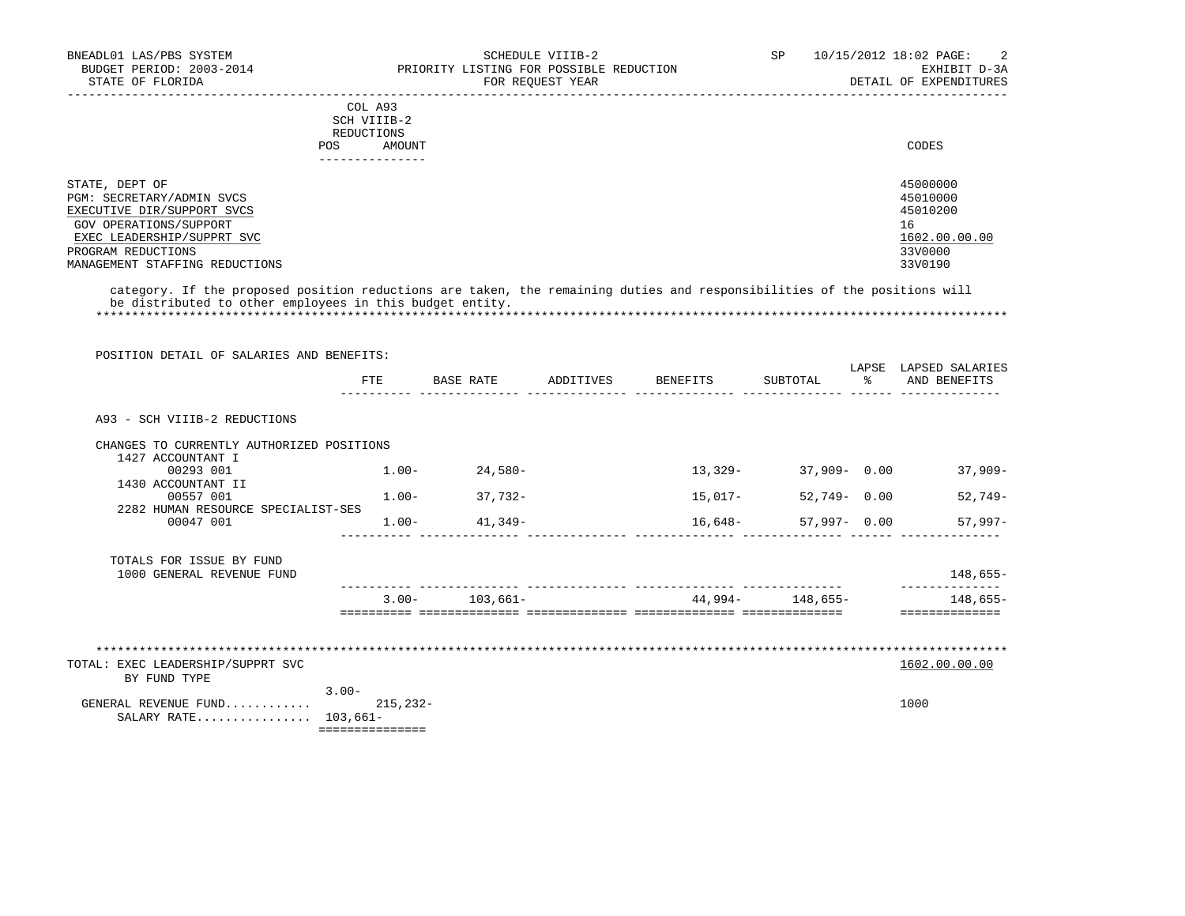| | COL A93 SCH VIIIB-2 REDUCTIONS POS AMOUNT | CODES |
|---|---|---|
| STATE, DEPT OF | | 45000000 |
| PGM: SECRETARY/ADMIN SVCS | | 45010000 |
| EXECUTIVE DIR/SUPPORT SVCS | | 45010200 |
| GOV OPERATIONS/SUPPORT | | 16 |
| EXEC LEADERSHIP/SUPPRT SVC | | 1602.00.00.00 |
| PROGRAM REDUCTIONS | | 33V0000 |
| MANAGEMENT STAFFING REDUCTIONS | | 33V0190 |

category. If the proposed position reductions are taken, the remaining duties and responsibilities of the positions will be distributed to other employees in this budget entity.

**********************************************************************************************************************

POSITION DETAIL OF SALARIES AND BENEFITS:

| | FTE | BASE RATE | ADDITIVES | BENEFITS | SUBTOTAL | LAPSE % | LAPSED SALARIES AND BENEFITS |
|---|---|---|---|---|---|---|---|
| A93 - SCH VIIIB-2 REDUCTIONS | | | | | | | |
| CHANGES TO CURRENTLY AUTHORIZED POSITIONS | | | | | | | |
| 1427 ACCOUNTANT I | | | | | | | |
| 00293 001 | 1.00- | 24,580- | | 13,329- | 37,909- | 0.00 | 37,909- |
| 1430 ACCOUNTANT II | | | | | | | |
| 00557 001 | 1.00- | 37,732- | | 15,017- | 52,749- | 0.00 | 52,749- |
| 2282 HUMAN RESOURCE SPECIALIST-SES | | | | | | | |
| 00047 001 | 1.00- | 41,349- | | 16,648- | 57,997- | 0.00 | 57,997- |
| TOTALS FOR ISSUE BY FUND | | | | | | | |
| 1000 GENERAL REVENUE FUND | | | | | | | 148,655- |
| | 3.00- | 103,661- | | 44,994- | 148,655- | | 148,655- |

**********************************************************************************************************************

| TOTAL: EXEC LEADERSHIP/SUPPRT SVC BY FUND TYPE | POS | AMOUNT | 1602.00.00.00 |
|---|---|---|---|
| GENERAL REVENUE FUND............ | 3.00- | 215,232- | 1000 |
| SALARY RATE................ | 103,661- | | |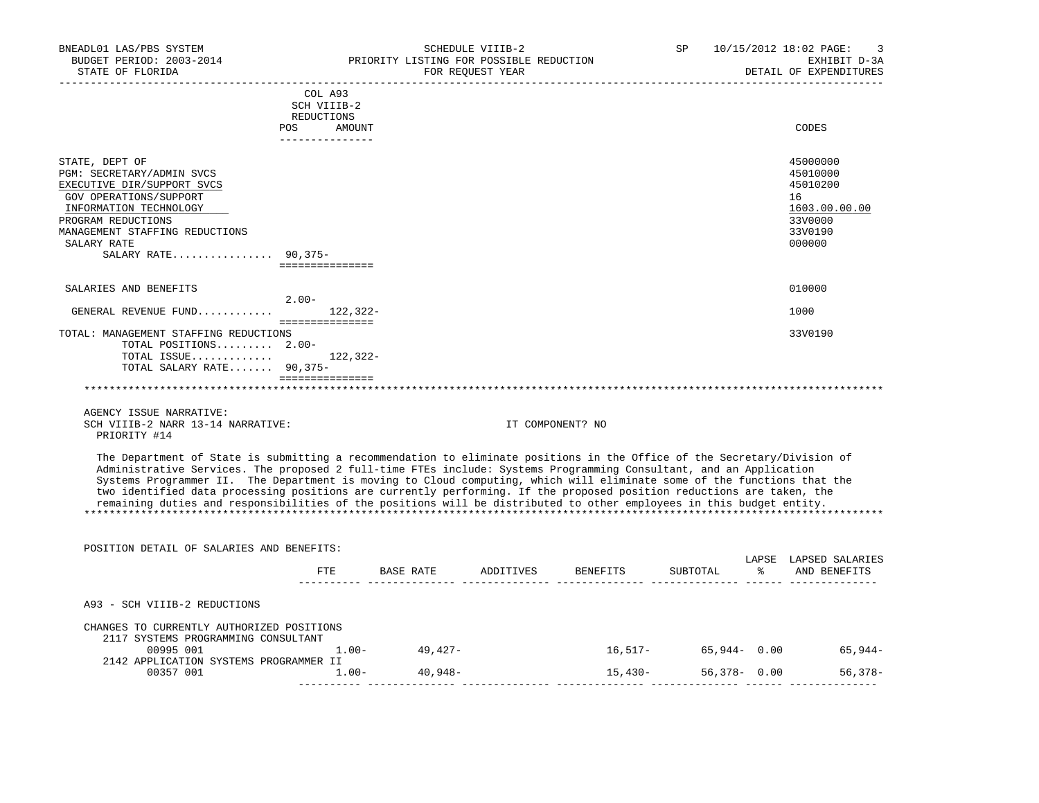BNEADL01 LAS/PBS SYSTEM | SCHEDULE VIIIB-2 | SP 10/15/2012 18:02
BUDGET PERIOD: 2003-2014 | PRIORITY LISTING FOR POSSIBLE REDUCTION | EXHIBIT D-3A
STATE OF FLORIDA | FOR REQUEST YEAR | DETAIL OF EXPENDITURES

| | COL A93 SCH VIIIB-2 REDUCTIONS POS | AMOUNT | CODES |
|---|---|---|---|
| STATE, DEPT OF | | | 45000000 |
| PGM: SECRETARY/ADMIN SVCS | | | 45010000 |
| EXECUTIVE DIR/SUPPORT SVCS | | | 45010200 |
| GOV OPERATIONS/SUPPORT | | | 16 |
| INFORMATION TECHNOLOGY | | | 1603.00.00.00 |
| PROGRAM REDUCTIONS | | | 33V0000 |
| MANAGEMENT STAFFING REDUCTIONS | | | 33V0190 |
| SALARY RATE | | | 000000 |
| SALARY RATE................ | 90,375- | | |
| SALARIES AND BENEFITS | | | 010000 |
| | 2.00- | | |
| GENERAL REVENUE FUND............ | | 122,322- | 1000 |
| TOTAL: MANAGEMENT STAFFING REDUCTIONS | | | 33V0190 |
| TOTAL POSITIONS......... | 2.00- | | |
| TOTAL ISSUE............. | | 122,322- | |
| TOTAL SALARY RATE....... | 90,375- | | |

AGENCY ISSUE NARRATIVE:
SCH VIIIB-2 NARR 13-14 NARRATIVE: IT COMPONENT? NO
PRIORITY #14

The Department of State is submitting a recommendation to eliminate positions in the Office of the Secretary/Division of Administrative Services. The proposed 2 full-time FTEs include: Systems Programming Consultant, and an Application Systems Programmer II. The Department is moving to Cloud computing, which will eliminate some of the functions that the two identified data processing positions are currently performing. If the proposed position reductions are taken, the remaining duties and responsibilities of the positions will be distributed to other employees in this budget entity.

POSITION DETAIL OF SALARIES AND BENEFITS:

| | FTE | BASE RATE | ADDITIVES | BENEFITS | SUBTOTAL | LAPSE % | LAPSED SALARIES AND BENEFITS |
|---|---|---|---|---|---|---|---|
| A93 - SCH VIIIB-2 REDUCTIONS | | | | | | | |
| CHANGES TO CURRENTLY AUTHORIZED POSITIONS | | | | | | | |
| 2117 SYSTEMS PROGRAMMING CONSULTANT | | | | | | | |
| 00995 001 | 1.00- | 49,427- | | 16,517- | 65,944- | 0.00 | 65,944- |
| 2142 APPLICATION SYSTEMS PROGRAMMER II | | | | | | | |
| 00357 001 | 1.00- | 40,948- | | 15,430- | 56,378- | 0.00 | 56,378- |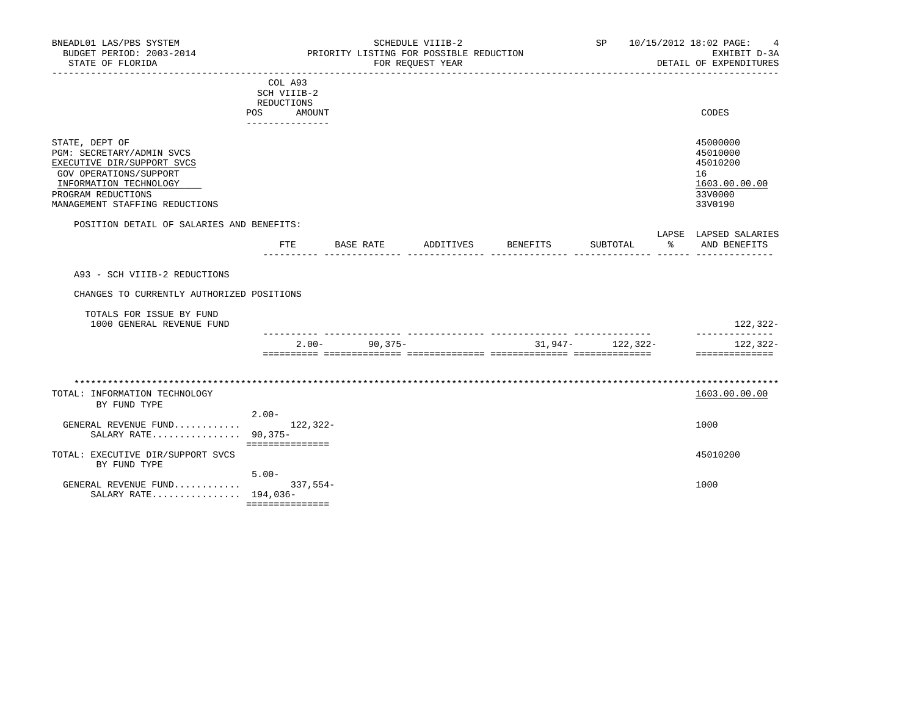BNEADL01 LAS/PBS SYSTEM — SCHEDULE VIIIB-2 — SP 10/15/2012 18:02 PAGE: 4
BUDGET PERIOD: 2003-2014 — PRIORITY LISTING FOR POSSIBLE REDUCTION — EXHIBIT D-3A
STATE OF FLORIDA — FOR REQUEST YEAR — DETAIL OF EXPENDITURES

| | COL A93 SCH VIIIB-2 REDUCTIONS POS AMOUNT | CODES |
|---|---|---|
| STATE, DEPT OF | | 45000000 |
| PGM: SECRETARY/ADMIN SVCS | | 45010000 |
| EXECUTIVE DIR/SUPPORT SVCS | | 45010200 |
| GOV OPERATIONS/SUPPORT | | 16 |
| INFORMATION TECHNOLOGY | | 1603.00.00.00 |
| PROGRAM REDUCTIONS | | 33V0000 |
| MANAGEMENT STAFFING REDUCTIONS | | 33V0190 |

POSITION DETAIL OF SALARIES AND BENEFITS:

| | FTE | BASE RATE | ADDITIVES | BENEFITS | SUBTOTAL | LAPSE % | LAPSED SALARIES AND BENEFITS |
|---|---|---|---|---|---|---|---|
| A93 - SCH VIIIB-2 REDUCTIONS | | | | | | | |
| CHANGES TO CURRENTLY AUTHORIZED POSITIONS | | | | | | | |
| TOTALS FOR ISSUE BY FUND | | | | | | | |
| 1000 GENERAL REVENUE FUND | | | | | | | 122,322- |
| | 2.00- | 90,375- | | 31,947- | 122,322- | | 122,322- |

| | POS / AMOUNT | CODES |
|---|---|---|
| TOTAL: INFORMATION TECHNOLOGY | | 1603.00.00.00 |
| BY FUND TYPE | 2.00- | |
| GENERAL REVENUE FUND............ | 122,322- | 1000 |
| SALARY RATE................ | 90,375- | |
| TOTAL: EXECUTIVE DIR/SUPPORT SVCS | | 45010200 |
| BY FUND TYPE | 5.00- | |
| GENERAL REVENUE FUND............ | 337,554- | 1000 |
| SALARY RATE................ | 194,036- | |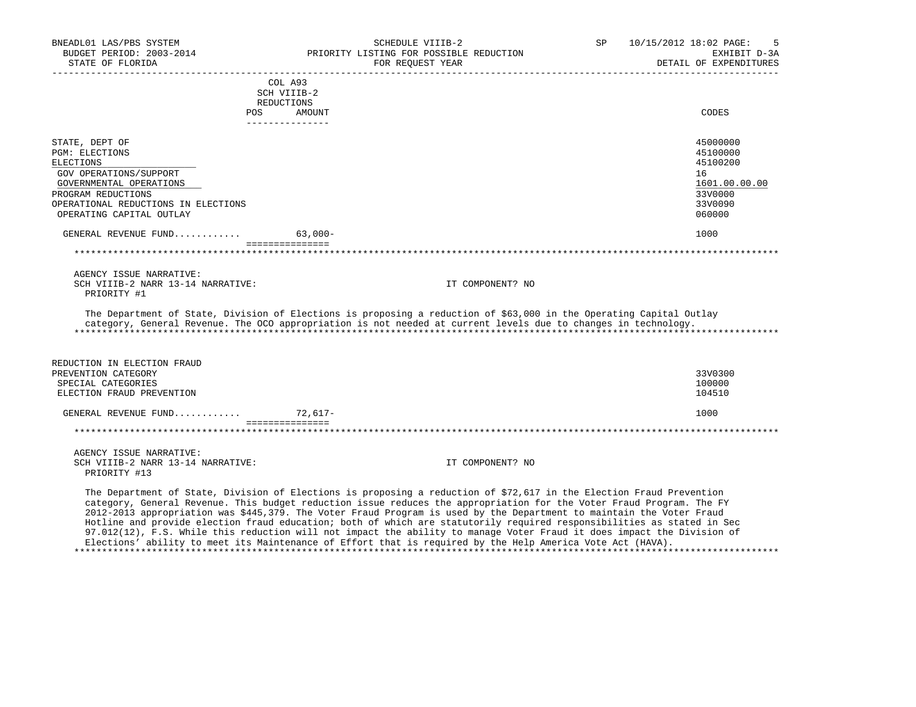BNEADL01 LAS/PBS SYSTEM
BUDGET PERIOD: 2003-2014
STATE OF FLORIDA

SCHEDULE VIIIB-2
PRIORITY LISTING FOR POSSIBLE REDUCTION
FOR REQUEST YEAR

SP 10/15/2012 18:02
EXHIBIT D-3A
DETAIL OF EXPENDITURES

| | COL A93 SCH VIIIB-2 REDUCTIONS POS | AMOUNT | CODES |
|---|---|---|---|
| STATE, DEPT OF | | | 45000000 |
| PGM: ELECTIONS | | | 45100000 |
| ELECTIONS | | | 45100200 |
| GOV OPERATIONS/SUPPORT | | | 16 |
| GOVERNMENTAL OPERATIONS | | | 1601.00.00.00 |
| PROGRAM REDUCTIONS | | | 33V0000 |
| OPERATIONAL REDUCTIONS IN ELECTIONS | | | 33V0090 |
| OPERATING CAPITAL OUTLAY | | | 060000 |
| GENERAL REVENUE FUND............ | | 63,000- | 1000 |

AGENCY ISSUE NARRATIVE:
SCH VIIIB-2 NARR 13-14 NARRATIVE: IT COMPONENT? NO
PRIORITY #1

The Department of State, Division of Elections is proposing a reduction of $63,000 in the Operating Capital Outlay category, General Revenue. The OCO appropriation is not needed at current levels due to changes in technology.

| | POS | AMOUNT | CODES |
|---|---|---|---|
| REDUCTION IN ELECTION FRAUD PREVENTION CATEGORY | | | 33V0300 |
| SPECIAL CATEGORIES | | | 100000 |
| ELECTION FRAUD PREVENTION | | | 104510 |
| GENERAL REVENUE FUND............ | | 72,617- | 1000 |

AGENCY ISSUE NARRATIVE:
SCH VIIIB-2 NARR 13-14 NARRATIVE: IT COMPONENT? NO
PRIORITY #13

The Department of State, Division of Elections is proposing a reduction of $72,617 in the Election Fraud Prevention category, General Revenue. This budget reduction issue reduces the appropriation for the Voter Fraud Program. The FY 2012-2013 appropriation was $445,379. The Voter Fraud Program is used by the Department to maintain the Voter Fraud Hotline and provide election fraud education; both of which are statutorily required responsibilities as stated in Sec 97.012(12), F.S. While this reduction will not impact the ability to manage Voter Fraud it does impact the Division of Elections' ability to meet its Maintenance of Effort that is required by the Help America Vote Act (HAVA).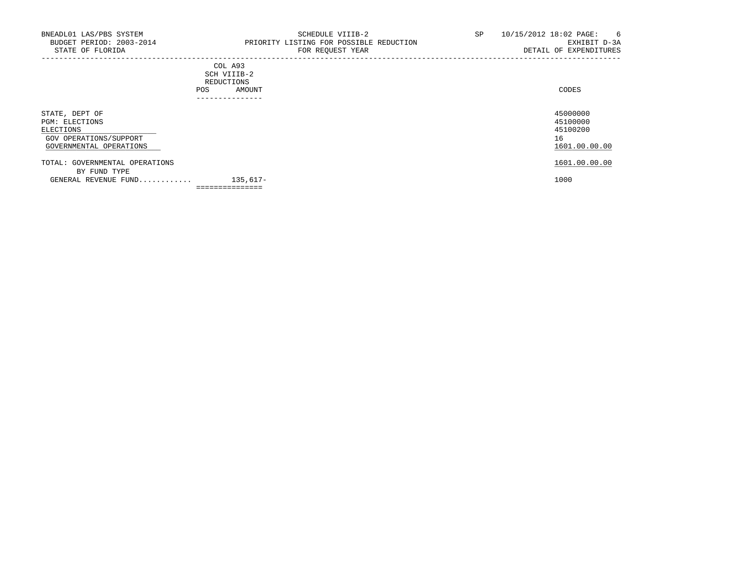BNEADL01 LAS/PBS SYSTEM
BUDGET PERIOD: 2003-2014
STATE OF FLORIDA

SCHEDULE VIIIB-2
PRIORITY LISTING FOR POSSIBLE REDUCTION
FOR REQUEST YEAR

SP 10/15/2012 18:02
EXHIBIT D-3A
DETAIL OF EXPENDITURES

| | COL A93 SCH VIIIB-2 REDUCTIONS POS | AMOUNT | CODES |
|---|---|---|---|
| STATE, DEPT OF | | | 45000000 |
| PGM: ELECTIONS | | | 45100000 |
| ELECTIONS | | | 45100200 |
| GOV OPERATIONS/SUPPORT | | | 16 |
| GOVERNMENTAL OPERATIONS | | | 1601.00.00.00 |
| TOTAL: GOVERNMENTAL OPERATIONS | | | 1601.00.00.00 |
| BY FUND TYPE | | | |
| GENERAL REVENUE FUND............ | | 135,617- | 1000 |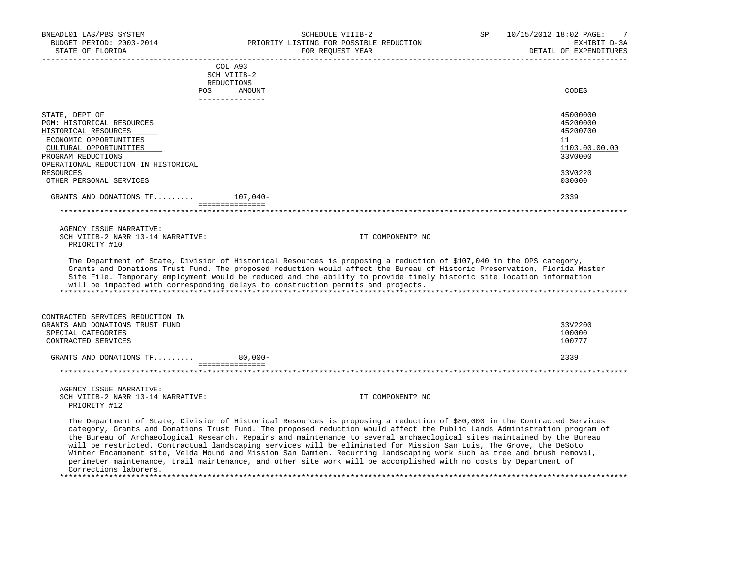BNEADL01 LAS/PBS SYSTEM
BUDGET PERIOD: 2003-2014
STATE OF FLORIDA

SCHEDULE VIIIB-2
PRIORITY LISTING FOR POSSIBLE REDUCTION
FOR REQUEST YEAR

SP 10/15/2012 18:02
EXHIBIT D-3A
DETAIL OF EXPENDITURES

| | COL A93 SCH VIIIB-2 REDUCTIONS POS AMOUNT | CODES |
|---|---|---|
| STATE, DEPT OF | | 45000000 |
| PGM: HISTORICAL RESOURCES | | 45200000 |
| HISTORICAL RESOURCES | | 45200700 |
| ECONOMIC OPPORTUNITIES | | 11 |
| CULTURAL OPPORTUNITIES | | 1103.00.00.00 |
| PROGRAM REDUCTIONS | | 33V0000 |
| OPERATIONAL REDUCTION IN HISTORICAL RESOURCES | | 33V0220 |
| OTHER PERSONAL SERVICES | | 030000 |
| GRANTS AND DONATIONS TF......... | 107,040- | 2339 |

AGENCY ISSUE NARRATIVE:
SCH VIIIB-2 NARR 13-14 NARRATIVE: IT COMPONENT? NO
PRIORITY #10

The Department of State, Division of Historical Resources is proposing a reduction of $107,040 in the OPS category, Grants and Donations Trust Fund. The proposed reduction would affect the Bureau of Historic Preservation, Florida Master Site File. Temporary employment would be reduced and the ability to provide timely historic site location information will be impacted with corresponding delays to construction permits and projects.

| | COL A93 SCH VIIIB-2 REDUCTIONS POS AMOUNT | CODES |
|---|---|---|
| CONTRACTED SERVICES REDUCTION IN GRANTS AND DONATIONS TRUST FUND | | 33V2200 |
| SPECIAL CATEGORIES | | 100000 |
| CONTRACTED SERVICES | | 100777 |
| GRANTS AND DONATIONS TF......... | 80,000- | 2339 |

AGENCY ISSUE NARRATIVE:
SCH VIIIB-2 NARR 13-14 NARRATIVE: IT COMPONENT? NO
PRIORITY #12

The Department of State, Division of Historical Resources is proposing a reduction of $80,000 in the Contracted Services category, Grants and Donations Trust Fund. The proposed reduction would affect the Public Lands Administration program of the Bureau of Archaeological Research. Repairs and maintenance to several archaeological sites maintained by the Bureau will be restricted. Contractual landscaping services will be eliminated for Mission San Luis, The Grove, the DeSoto Winter Encampment site, Velda Mound and Mission San Damien. Recurring landscaping work such as tree and brush removal, perimeter maintenance, trail maintenance, and other site work will be accomplished with no costs by Department of Corrections laborers.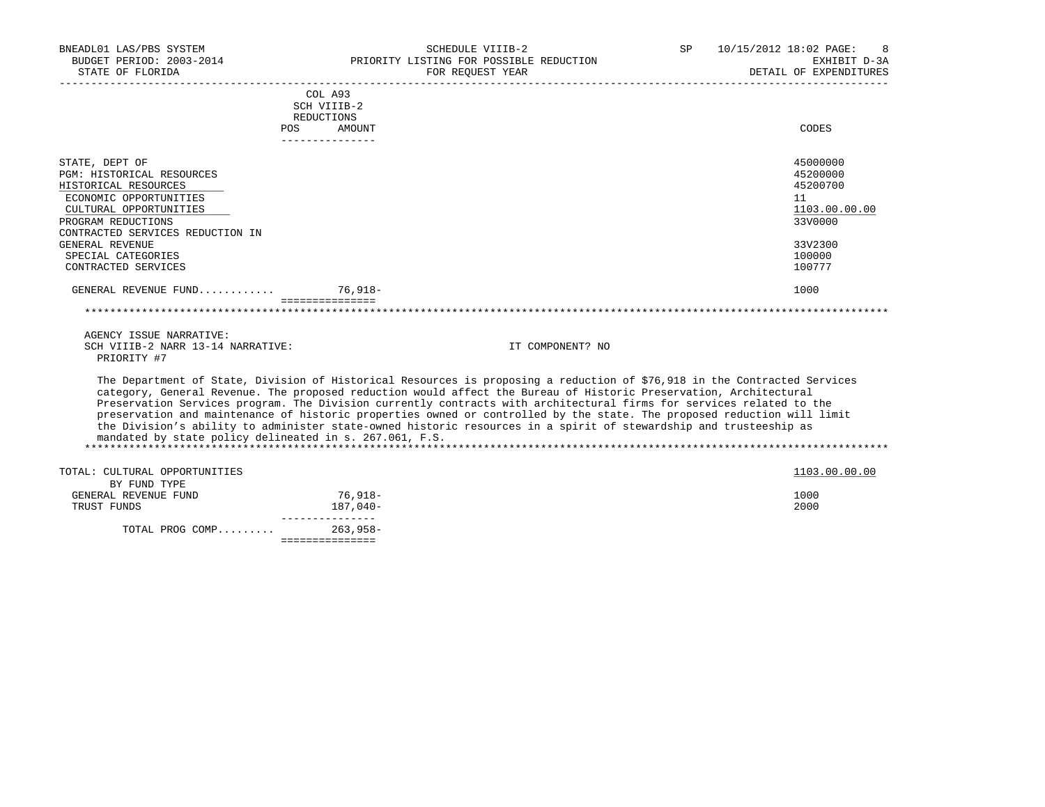BNEADL01 LAS/PBS SYSTEM | SCHEDULE VIIIB-2 | SP 10/15/2012 18:02
BUDGET PERIOD: 2003-2014 | PRIORITY LISTING FOR POSSIBLE REDUCTION | EXHIBIT D-3A
STATE OF FLORIDA | FOR REQUEST YEAR | DETAIL OF EXPENDITURES

| | COL A93 SCH VIIIB-2 REDUCTIONS POS | AMOUNT | CODES |
|---|---|---|---|
| STATE, DEPT OF | | | 45000000 |
| PGM: HISTORICAL RESOURCES | | | 45200000 |
| HISTORICAL RESOURCES | | | 45200700 |
| ECONOMIC OPPORTUNITIES | | | 11 |
| CULTURAL OPPORTUNITIES | | | 1103.00.00.00 |
| PROGRAM REDUCTIONS | | | 33V0000 |
| CONTRACTED SERVICES REDUCTION IN GENERAL REVENUE | | | 33V2300 |
| SPECIAL CATEGORIES | | | 100000 |
| CONTRACTED SERVICES | | | 100777 |
| GENERAL REVENUE FUND............ | | 76,918- | 1000 |

AGENCY ISSUE NARRATIVE:
SCH VIIIB-2 NARR 13-14 NARRATIVE: IT COMPONENT? NO
PRIORITY #7

The Department of State, Division of Historical Resources is proposing a reduction of $76,918 in the Contracted Services category, General Revenue. The proposed reduction would affect the Bureau of Historic Preservation, Architectural Preservation Services program. The Division currently contracts with architectural firms for services related to the preservation and maintenance of historic properties owned or controlled by the state. The proposed reduction will limit the Division's ability to administer state-owned historic resources in a spirit of stewardship and trusteeship as mandated by state policy delineated in s. 267.061, F.S.

| | | AMOUNT | CODES |
|---|---|---|---|
| TOTAL: CULTURAL OPPORTUNITIES | | | 1103.00.00.00 |
| BY FUND TYPE | | | |
| GENERAL REVENUE FUND | | 76,918- | 1000 |
| TRUST FUNDS | | 187,040- | 2000 |
| TOTAL PROG COMP......... | | 263,958- | |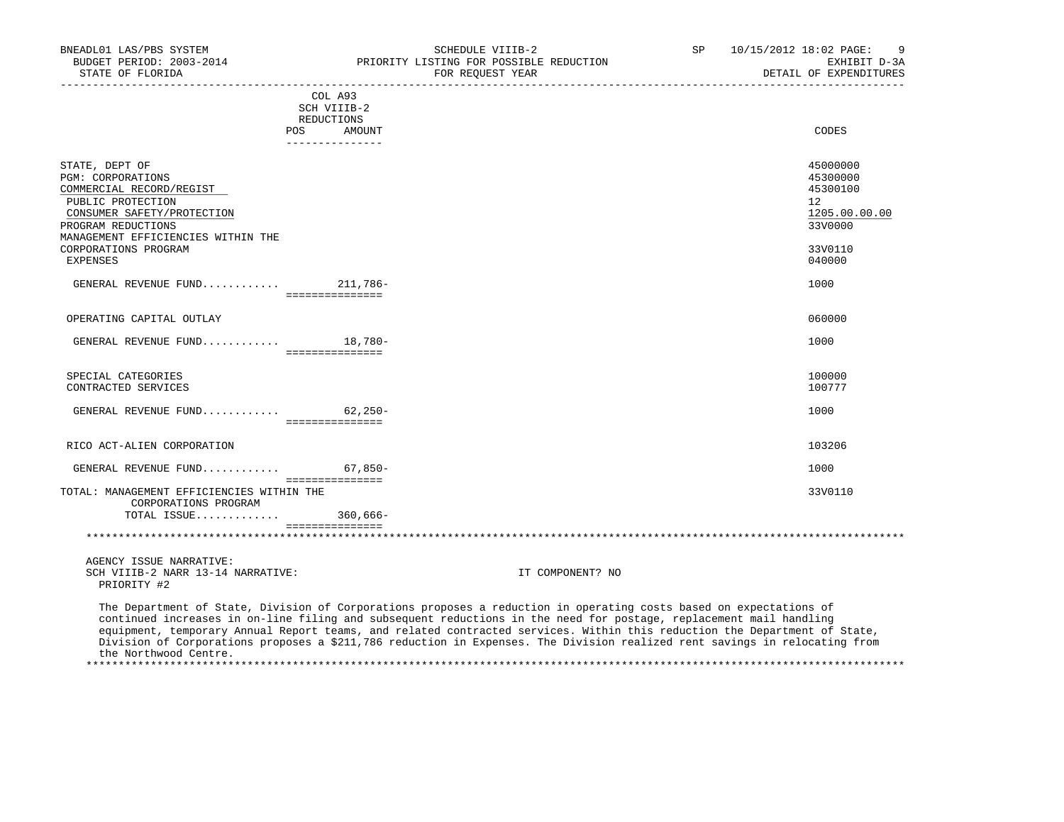| | COL A93 SCH VIIIB-2 REDUCTIONS POS AMOUNT | CODES |
|---|---|---|
| STATE, DEPT OF | | 45000000 |
| PGM: CORPORATIONS | | 45300000 |
| COMMERCIAL RECORD/REGIST | | 45300100 |
| PUBLIC PROTECTION | | 12 |
| CONSUMER SAFETY/PROTECTION | | 1205.00.00.00 |
| PROGRAM REDUCTIONS | | 33V0000 |
| MANAGEMENT EFFICIENCIES WITHIN THE CORPORATIONS PROGRAM | | 33V0110 |
| EXPENSES | | 040000 |
| GENERAL REVENUE FUND............ | 211,786- | 1000 |
| OPERATING CAPITAL OUTLAY | | 060000 |
| GENERAL REVENUE FUND............ | 18,780- | 1000 |
| SPECIAL CATEGORIES | | 100000 |
| CONTRACTED SERVICES | | 100777 |
| GENERAL REVENUE FUND............ | 62,250- | 1000 |
| RICO ACT-ALIEN CORPORATION | | 103206 |
| GENERAL REVENUE FUND............ | 67,850- | 1000 |
| TOTAL: MANAGEMENT EFFICIENCIES WITHIN THE CORPORATIONS PROGRAM | | 33V0110 |
| TOTAL ISSUE............ | 360,666- | |

AGENCY ISSUE NARRATIVE:
SCH VIIIB-2 NARR 13-14 NARRATIVE: IT COMPONENT? NO
PRIORITY #2

The Department of State, Division of Corporations proposes a reduction in operating costs based on expectations of continued increases in on-line filing and subsequent reductions in the need for postage, replacement mail handling equipment, temporary Annual Report teams, and related contracted services. Within this reduction the Department of State, Division of Corporations proposes a $211,786 reduction in Expenses. The Division realized rent savings in relocating from the Northwood Centre.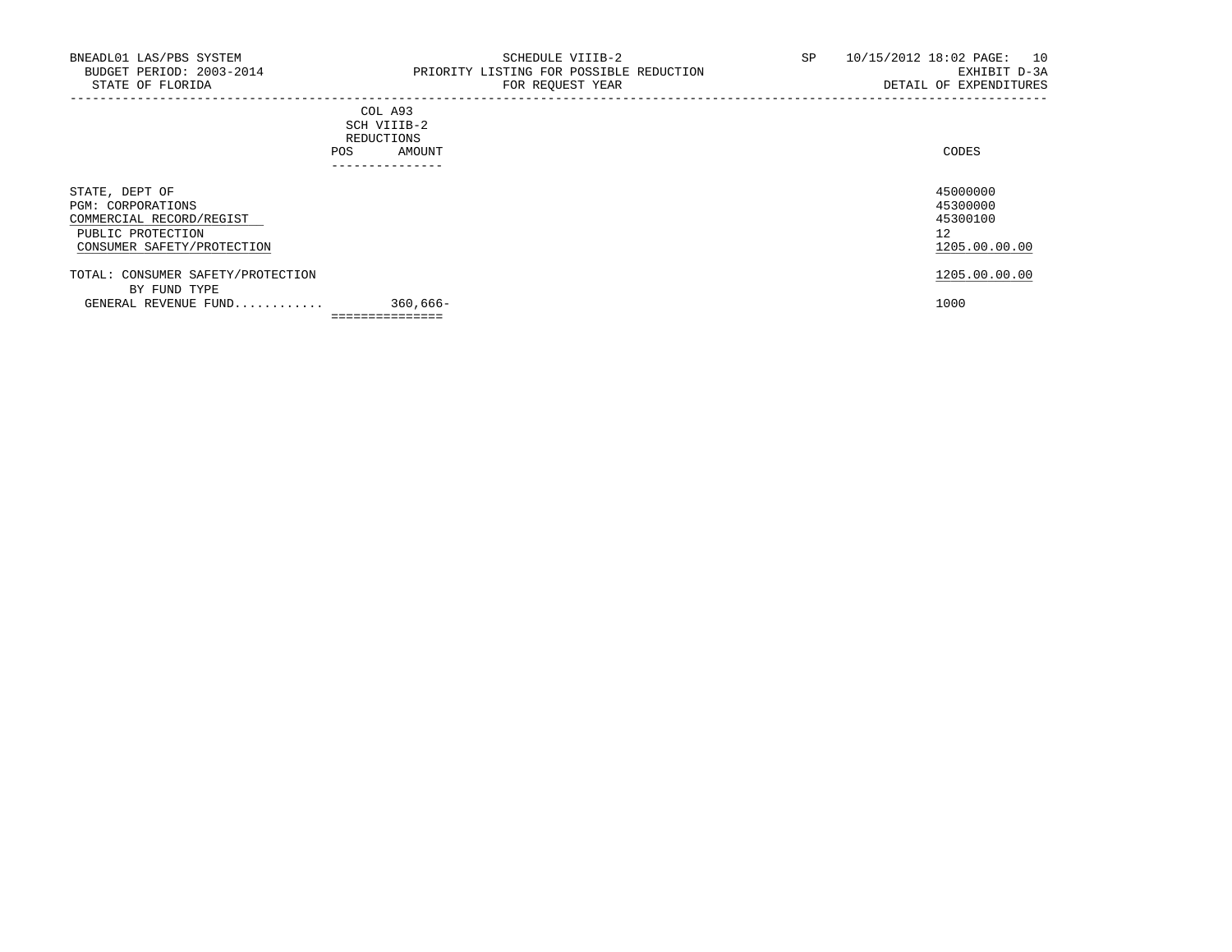BNEADL01 LAS/PBS SYSTEM
BUDGET PERIOD: 2003-2014
STATE OF FLORIDA

SCHEDULE VIIIB-2
PRIORITY LISTING FOR POSSIBLE REDUCTION
FOR REQUEST YEAR

SP 10/15/2012 18:02 PAGE: 10
EXHIBIT D-3A
DETAIL OF EXPENDITURES

| | COL A93 SCH VIIIB-2 REDUCTIONS POS | AMOUNT | CODES |
|---|---|---|---|
| STATE, DEPT OF | | | 45000000 |
| PGM: CORPORATIONS | | | 45300000 |
| COMMERCIAL RECORD/REGIST | | | 45300100 |
| PUBLIC PROTECTION | | | 12 |
| CONSUMER SAFETY/PROTECTION | | | 1205.00.00.00 |
| TOTAL: CONSUMER SAFETY/PROTECTION | | | 1205.00.00.00 |
| BY FUND TYPE | | | |
| GENERAL REVENUE FUND............ | | 360,666- | 1000 |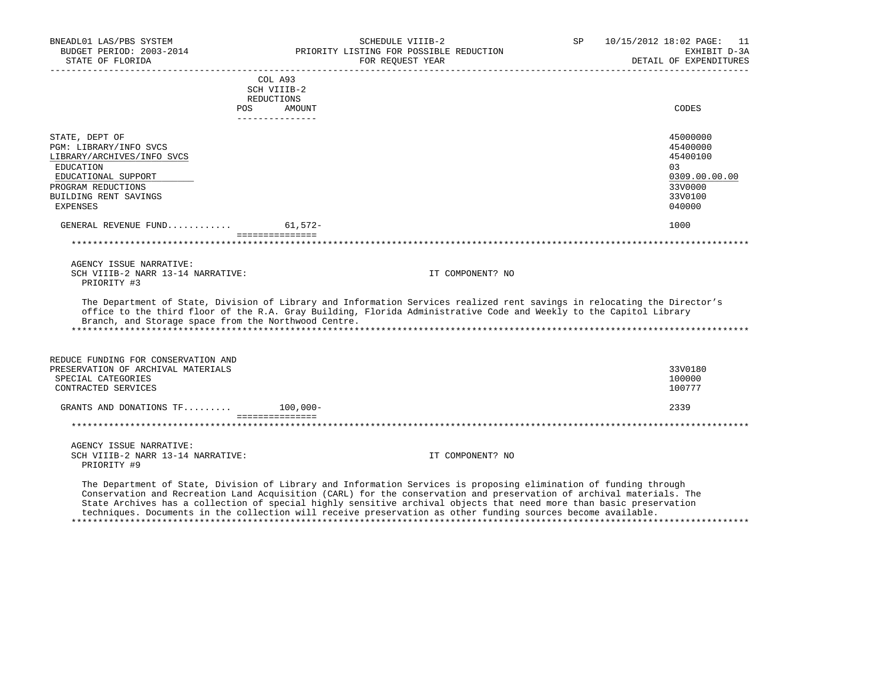| | COL A93 SCH VIIIB-2 REDUCTIONS | | |
|---|---|---|---|
| | POS | AMOUNT | CODES |
| STATE, DEPT OF | | | 45000000 |
| PGM: LIBRARY/INFO SVCS | | | 45400000 |
| LIBRARY/ARCHIVES/INFO SVCS | | | 45400100 |
| EDUCATION | | | 03 |
| EDUCATIONAL SUPPORT | | | 0309.00.00.00 |
| PROGRAM REDUCTIONS | | | 33V0000 |
| BUILDING RENT SAVINGS | | | 33V0100 |
| EXPENSES | | | 040000 |
| GENERAL REVENUE FUND........... | | 61,572- | 1000 |

AGENCY ISSUE NARRATIVE:
SCH VIIIB-2 NARR 13-14 NARRATIVE: IT COMPONENT? NO
PRIORITY #3

The Department of State, Division of Library and Information Services realized rent savings in relocating the Director's office to the third floor of the R.A. Gray Building, Florida Administrative Code and Weekly to the Capitol Library Branch, and Storage space from the Northwood Centre.

| | POS | AMOUNT | CODES |
|---|---|---|---|
| REDUCE FUNDING FOR CONSERVATION AND PRESERVATION OF ARCHIVAL MATERIALS | | | 33V0180 |
| SPECIAL CATEGORIES | | | 100000 |
| CONTRACTED SERVICES | | | 100777 |
| GRANTS AND DONATIONS TF......... | | 100,000- | 2339 |

AGENCY ISSUE NARRATIVE:
SCH VIIIB-2 NARR 13-14 NARRATIVE: IT COMPONENT? NO
PRIORITY #9

The Department of State, Division of Library and Information Services is proposing elimination of funding through Conservation and Recreation Land Acquisition (CARL) for the conservation and preservation of archival materials. The State Archives has a collection of special highly sensitive archival objects that need more than basic preservation techniques. Documents in the collection will receive preservation as other funding sources become available.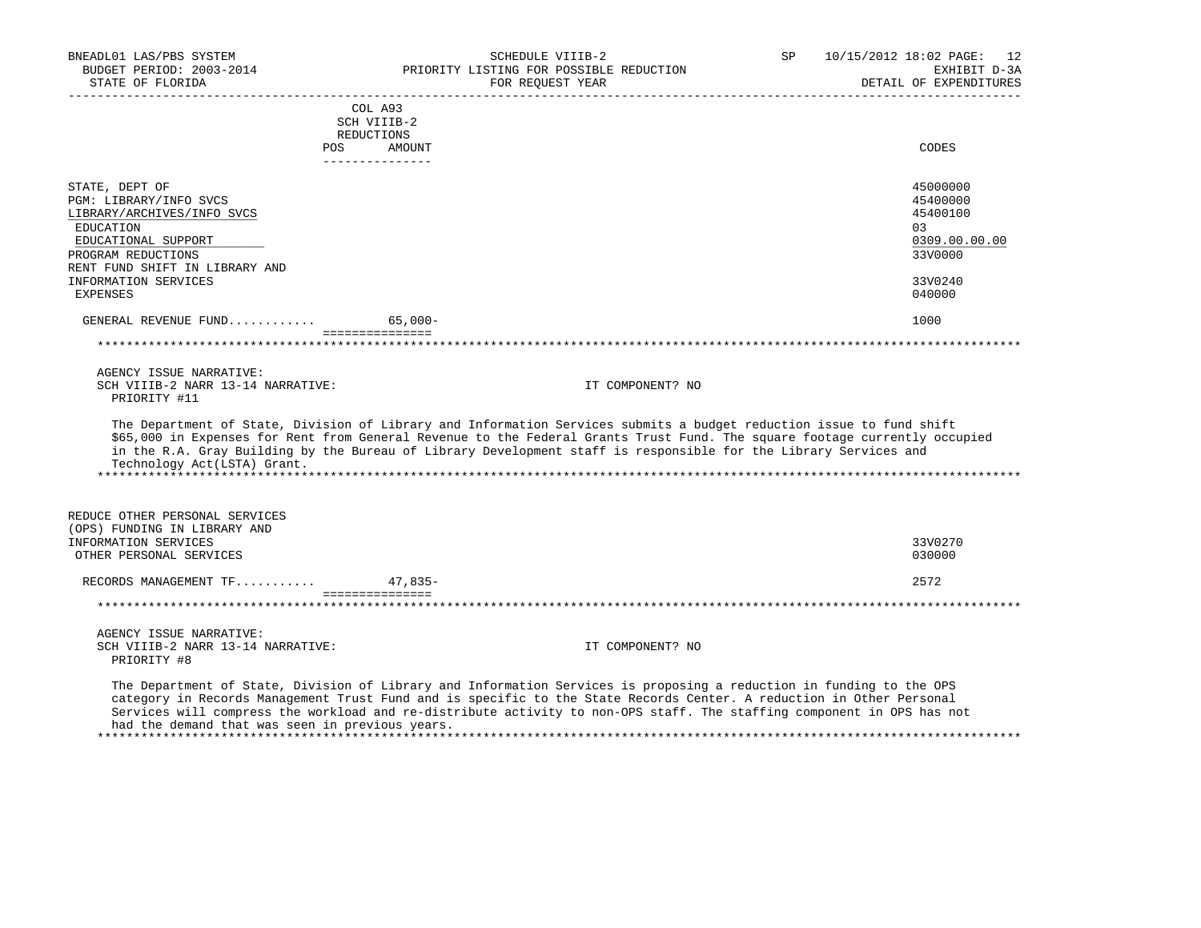SCHEDULE VIIIB-2
PRIORITY LISTING FOR POSSIBLE REDUCTION
FOR REQUEST YEAR

BNEADL01 LAS/PBS SYSTEM
BUDGET PERIOD: 2003-2014
STATE OF FLORIDA

SP 10/15/2012 18:02
EXHIBIT D-3A
DETAIL OF EXPENDITURES

| | COL A93 SCH VIIIB-2 REDUCTIONS POS AMOUNT | CODES |
|---|---|---|
| STATE, DEPT OF | | 45000000 |
| PGM: LIBRARY/INFO SVCS | | 45400000 |
| LIBRARY/ARCHIVES/INFO SVCS | | 45400100 |
| EDUCATION | | 03 |
| EDUCATIONAL SUPPORT | | 0309.00.00.00 |
| PROGRAM REDUCTIONS | | 33V0000 |
| RENT FUND SHIFT IN LIBRARY AND INFORMATION SERVICES | | 33V0240 |
| EXPENSES | | 040000 |
| GENERAL REVENUE FUND........... | 65,000- | 1000 |

AGENCY ISSUE NARRATIVE:
SCH VIIIB-2 NARR 13-14 NARRATIVE: IT COMPONENT? NO
PRIORITY #11

The Department of State, Division of Library and Information Services submits a budget reduction issue to fund shift $65,000 in Expenses for Rent from General Revenue to the Federal Grants Trust Fund. The square footage currently occupied in the R.A. Gray Building by the Bureau of Library Development staff is responsible for the Library Services and Technology Act(LSTA) Grant.

| | COL A93 SCH VIIIB-2 REDUCTIONS POS AMOUNT | CODES |
|---|---|---|
| REDUCE OTHER PERSONAL SERVICES (OPS) FUNDING IN LIBRARY AND INFORMATION SERVICES | | 33V0270 |
| OTHER PERSONAL SERVICES | | 030000 |
| RECORDS MANAGEMENT TF........... | 47,835- | 2572 |

AGENCY ISSUE NARRATIVE:
SCH VIIIB-2 NARR 13-14 NARRATIVE: IT COMPONENT? NO
PRIORITY #8

The Department of State, Division of Library and Information Services is proposing a reduction in funding to the OPS category in Records Management Trust Fund and is specific to the State Records Center. A reduction in Other Personal Services will compress the workload and re-distribute activity to non-OPS staff. The staffing component in OPS has not had the demand that was seen in previous years.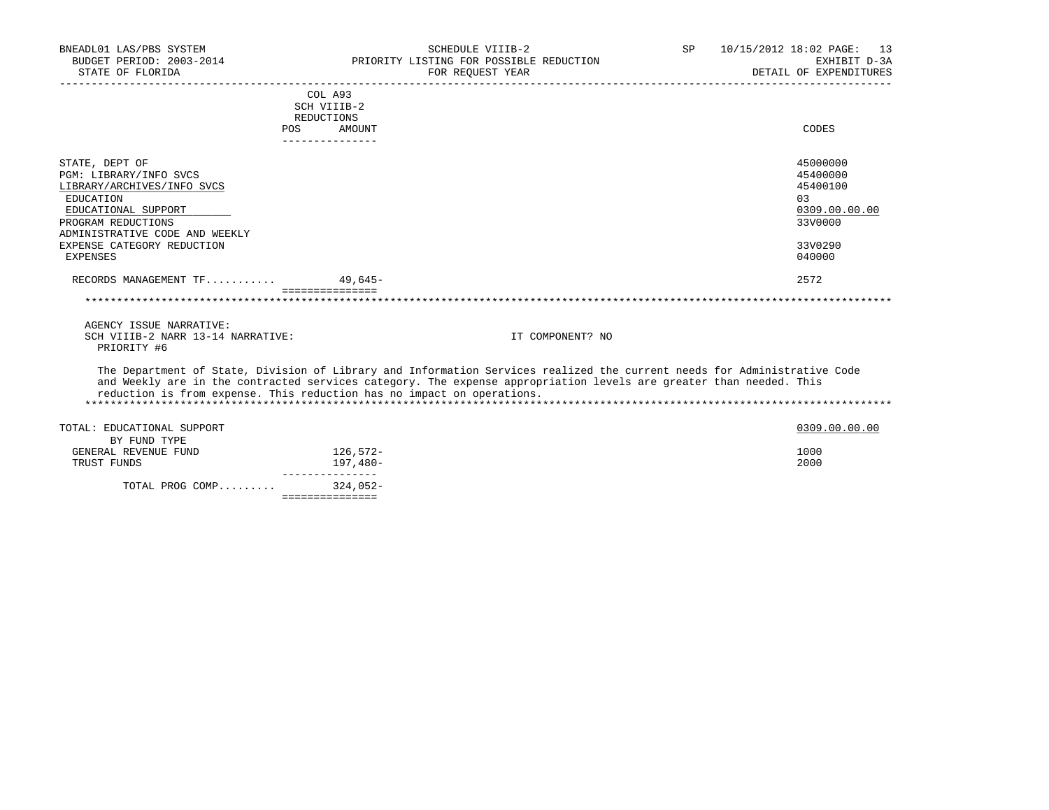BNEADL01 LAS/PBS SYSTEM
BUDGET PERIOD: 2003-2014
STATE OF FLORIDA

SCHEDULE VIIIB-2
PRIORITY LISTING FOR POSSIBLE REDUCTION
FOR REQUEST YEAR

SP 10/15/2012 18:02
EXHIBIT D-3A
DETAIL OF EXPENDITURES

| | COL A93 SCH VIIIB-2 REDUCTIONS POS | AMOUNT | CODES |
|---|---|---|---|
| STATE, DEPT OF | | | 45000000 |
| PGM: LIBRARY/INFO SVCS | | | 45400000 |
| LIBRARY/ARCHIVES/INFO SVCS | | | 45400100 |
| EDUCATION | | | 03 |
| EDUCATIONAL SUPPORT | | | 0309.00.00.00 |
| PROGRAM REDUCTIONS | | | 33V0000 |
| ADMINISTRATIVE CODE AND WEEKLY EXPENSE CATEGORY REDUCTION | | | 33V0290 |
| EXPENSES | | | 040000 |
| RECORDS MANAGEMENT TF........... | | 49,645- | 2572 |

AGENCY ISSUE NARRATIVE:
SCH VIIIB-2 NARR 13-14 NARRATIVE: IT COMPONENT? NO
PRIORITY #6

The Department of State, Division of Library and Information Services realized the current needs for Administrative Code and Weekly are in the contracted services category. The expense appropriation levels are greater than needed. This reduction is from expense. This reduction has no impact on operations.

| | POS | AMOUNT | CODES |
|---|---|---|---|
| TOTAL: EDUCATIONAL SUPPORT | | | 0309.00.00.00 |
| BY FUND TYPE | | | |
| GENERAL REVENUE FUND | | 126,572- | 1000 |
| TRUST FUNDS | | 197,480- | 2000 |
| TOTAL PROG COMP......... | | 324,052- | |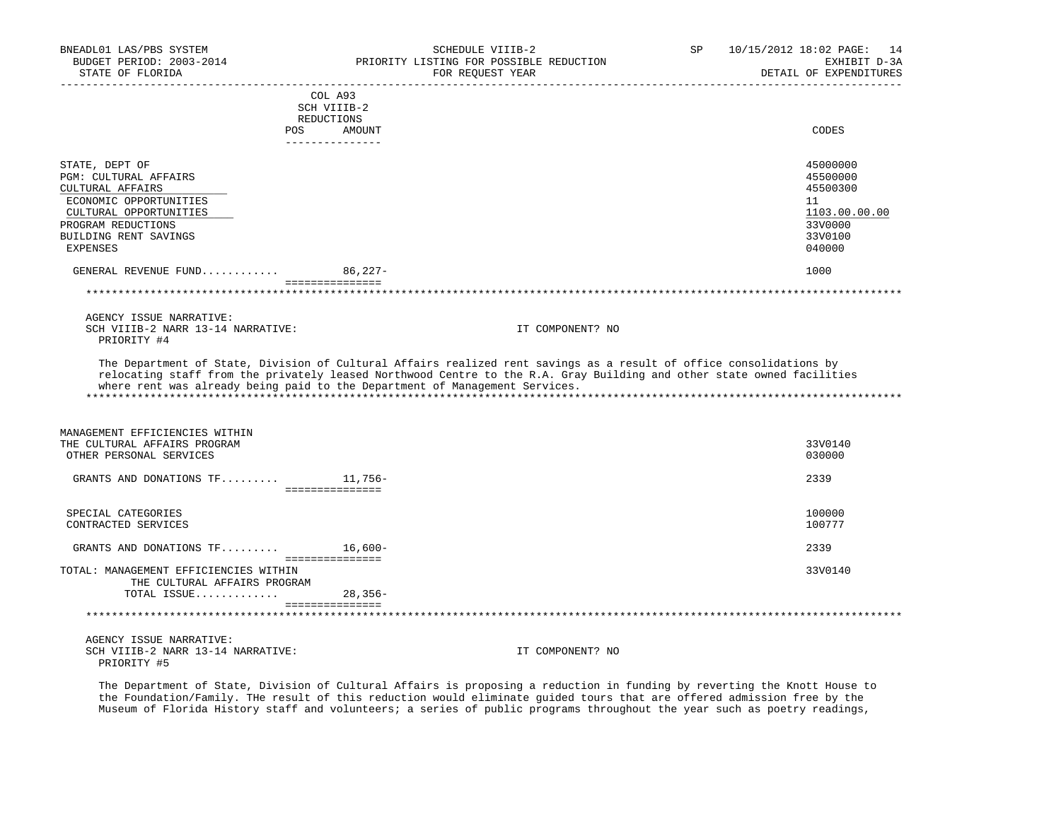BNEADL01 LAS/PBS SYSTEM
BUDGET PERIOD: 2003-2014
STATE OF FLORIDA

SCHEDULE VIIIB-2
PRIORITY LISTING FOR POSSIBLE REDUCTION
FOR REQUEST YEAR

SP 10/15/2012 18:02 PAGE: 14
EXHIBIT D-3A
DETAIL OF EXPENDITURES

| | COL A93 SCH VIIIB-2 REDUCTIONS POS | AMOUNT | CODES |
|---|---|---|---|
| STATE, DEPT OF | | | 45000000 |
| PGM: CULTURAL AFFAIRS | | | 45500000 |
| CULTURAL AFFAIRS | | | 45500300 |
| ECONOMIC OPPORTUNITIES | | | 11 |
| CULTURAL OPPORTUNITIES | | | 1103.00.00.00 |
| PROGRAM REDUCTIONS | | | 33V0000 |
| BUILDING RENT SAVINGS | | | 33V0100 |
| EXPENSES | | | 040000 |
| GENERAL REVENUE FUND............ | | 86,227- | 1000 |

AGENCY ISSUE NARRATIVE:
SCH VIIIB-2 NARR 13-14 NARRATIVE: IT COMPONENT? NO
PRIORITY #4

The Department of State, Division of Cultural Affairs realized rent savings as a result of office consolidations by relocating staff from the privately leased Northwood Centre to the R.A. Gray Building and other state owned facilities where rent was already being paid to the Department of Management Services.

| | POS | AMOUNT | CODES |
|---|---|---|---|
| MANAGEMENT EFFICIENCIES WITHIN THE CULTURAL AFFAIRS PROGRAM | | | 33V0140 |
| OTHER PERSONAL SERVICES | | | 030000 |
| GRANTS AND DONATIONS TF......... | | 11,756- | 2339 |
| SPECIAL CATEGORIES | | | 100000 |
| CONTRACTED SERVICES | | | 100777 |
| GRANTS AND DONATIONS TF......... | | 16,600- | 2339 |
| TOTAL: MANAGEMENT EFFICIENCIES WITHIN THE CULTURAL AFFAIRS PROGRAM | | | 33V0140 |
| TOTAL ISSUE............ | | 28,356- | |

AGENCY ISSUE NARRATIVE:
SCH VIIIB-2 NARR 13-14 NARRATIVE: IT COMPONENT? NO
PRIORITY #5

The Department of State, Division of Cultural Affairs is proposing a reduction in funding by reverting the Knott House to the Foundation/Family. THe result of this reduction would eliminate guided tours that are offered admission free by the Museum of Florida History staff and volunteers; a series of public programs throughout the year such as poetry readings,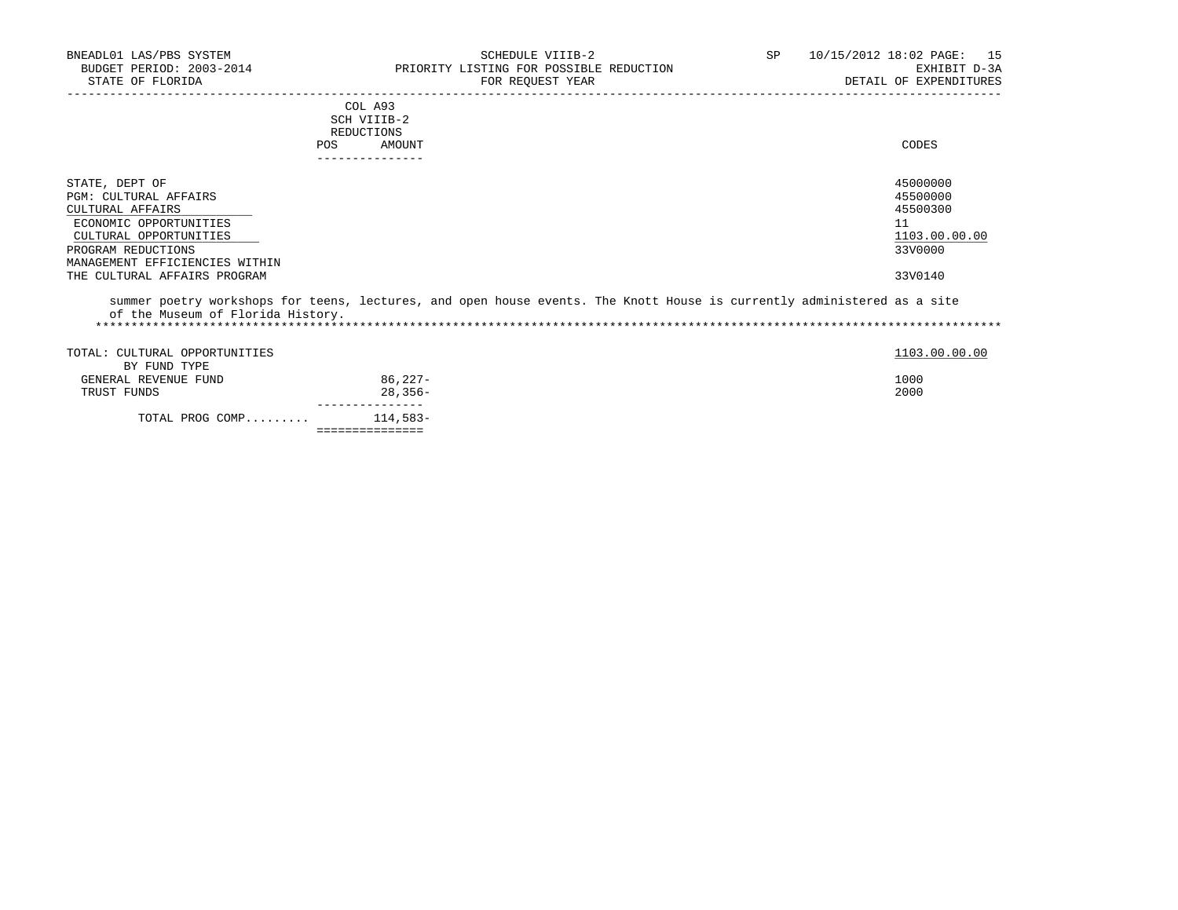| | COL A93 SCH VIIIB-2 REDUCTIONS POS | AMOUNT | CODES |
|---|---|---|---|
| STATE, DEPT OF | | | 45000000 |
| PGM: CULTURAL AFFAIRS | | | 45500000 |
| CULTURAL AFFAIRS | | | 45500300 |
| ECONOMIC OPPORTUNITIES | | | 11 |
| CULTURAL OPPORTUNITIES | | | 1103.00.00.00 |
| PROGRAM REDUCTIONS | | | 33V0000 |
| MANAGEMENT EFFICIENCIES WITHIN THE CULTURAL AFFAIRS PROGRAM | | | 33V0140 |

summer poetry workshops for teens, lectures, and open house events. The Knott House is currently administered as a site of the Museum of Florida History.

*******************************************************************************************************************************

| | POS | AMOUNT | CODES |
|---|---|---|---|
| TOTAL: CULTURAL OPPORTUNITIES | | | 1103.00.00.00 |
| BY FUND TYPE | | | |
| GENERAL REVENUE FUND | | 86,227- | 1000 |
| TRUST FUNDS | | 28,356- | 2000 |
| TOTAL PROG COMP......... | | 114,583- | |